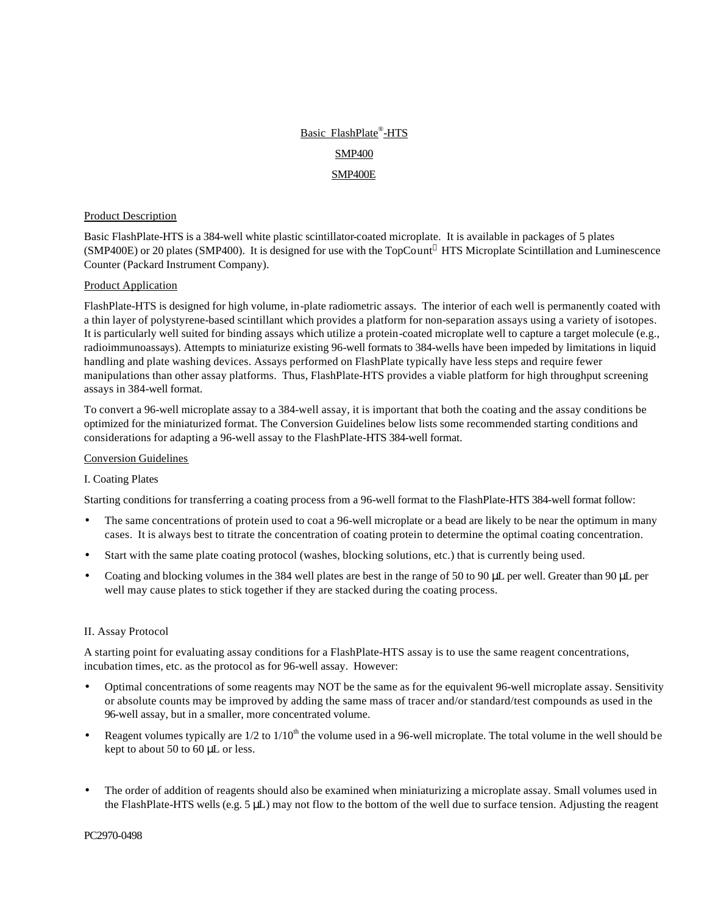# Basic FlashPlate®-HTS

## SMP400

## SMP400E

### Product Description

Basic FlashPlate-HTS is a 384-well white plastic scintillator-coated microplate. It is available in packages of 5 plates (SMP400E) or 20 plates (SMP400). It is designed for use with the TopCount™ HTS Microplate Scintillation and Luminescence Counter (Packard Instrument Company).

### Product Application

FlashPlate-HTS is designed for high volume, in-plate radiometric assays. The interior of each well is permanently coated with a thin layer of polystyrene-based scintillant which provides a platform for non-separation assays using a variety of isotopes. It is particularly well suited for binding assays which utilize a protein-coated microplate well to capture a target molecule (e.g., radioimmunoassays). Attempts to miniaturize existing 96-well formats to 384-wells have been impeded by limitations in liquid handling and plate washing devices. Assays performed on FlashPlate typically have less steps and require fewer manipulations than other assay platforms. Thus, FlashPlate-HTS provides a viable platform for high throughput screening assays in 384-well format.

To convert a 96-well microplate assay to a 384-well assay, it is important that both the coating and the assay conditions be optimized for the miniaturized format. The Conversion Guidelines below lists some recommended starting conditions and considerations for adapting a 96-well assay to the FlashPlate-HTS 384-well format.

### Conversion Guidelines

#### I. Coating Plates

Starting conditions for transferring a coating process from a 96-well format to the FlashPlate-HTS 384-well format follow:

- The same concentrations of protein used to coat a 96-well microplate or a bead are likely to be near the optimum in many cases. It is always best to titrate the concentration of coating protein to determine the optimal coating concentration.
- Start with the same plate coating protocol (washes, blocking solutions, etc.) that is currently being used.
- Coating and blocking volumes in the 384 well plates are best in the range of 50 to 90 µL per well. Greater than 90 µL per well may cause plates to stick together if they are stacked during the coating process.

#### II. Assay Protocol

A starting point for evaluating assay conditions for a FlashPlate-HTS assay is to use the same reagent concentrations, incubation times, etc. as the protocol as for 96-well assay. However:

- Optimal concentrations of some reagents may NOT be the same as for the equivalent 96-well microplate assay. Sensitivity or absolute counts may be improved by adding the same mass of tracer and/or standard/test compounds as used in the 96-well assay, but in a smaller, more concentrated volume.
- Reagent volumes typically are 1/2 to 1/10th the volume used in a 96-well microplate. The total volume in the well should be kept to about 50 to 60 µL or less.
- The order of addition of reagents should also be examined when miniaturizing a microplate assay. Small volumes used in the FlashPlate-HTS wells (e.g. 5 µL) may not flow to the bottom of the well due to surface tension. Adjusting the reagent

PC2970-0498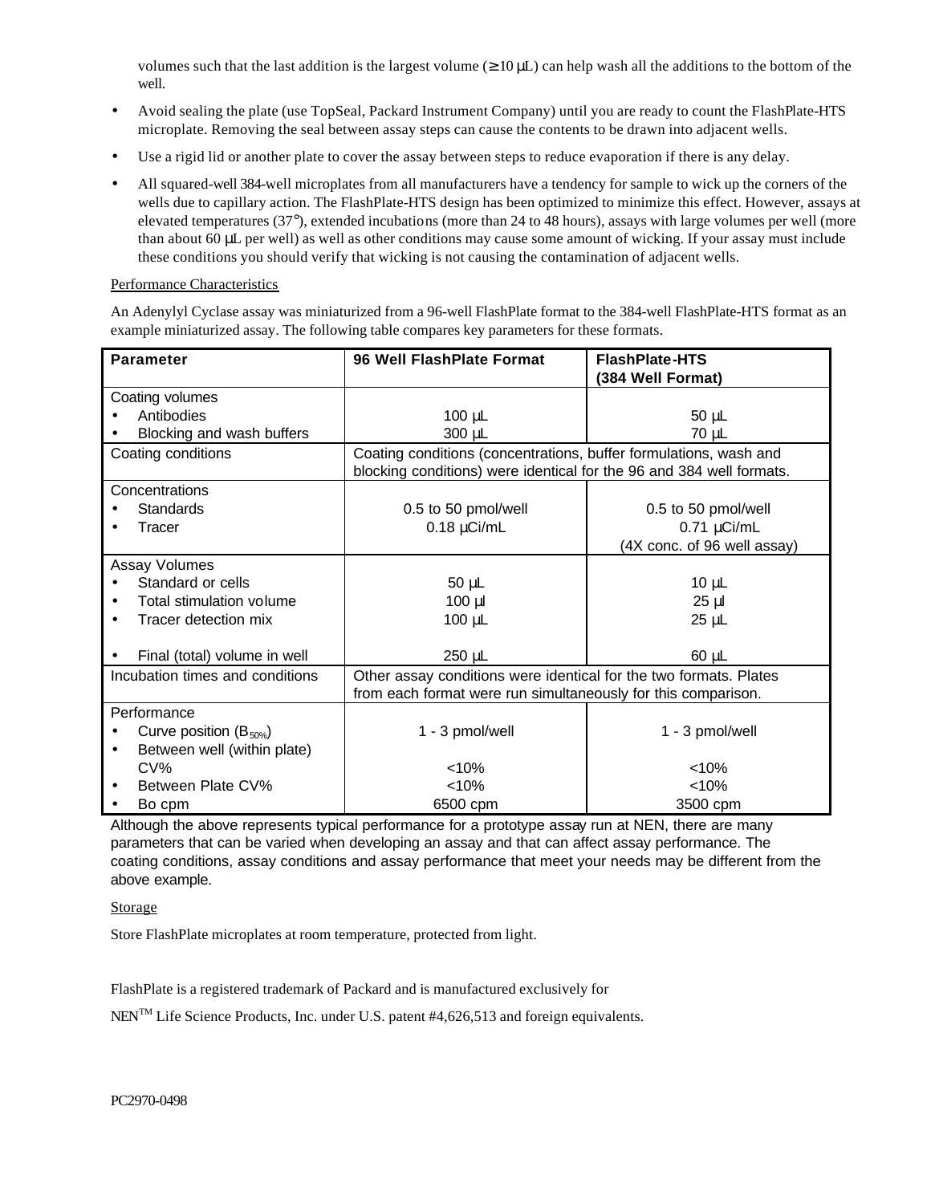volumes such that the last addition is the largest volume (≥ 10 µL) can help wash all the additions to the bottom of the well.

- Avoid sealing the plate (use TopSeal, Packard Instrument Company) until you are ready to count the FlashPlate-HTS microplate. Removing the seal between assay steps can cause the contents to be drawn into adjacent wells.
- Use a rigid lid or another plate to cover the assay between steps to reduce evaporation if there is any delay.
- All squared-well 384-well microplates from all manufacturers have a tendency for sample to wick up the corners of the wells due to capillary action. The FlashPlate-HTS design has been optimized to minimize this effect. However, assays at elevated temperatures (37°), extended incubations (more than 24 to 48 hours), assays with large volumes per well (more than about 60 µL per well) as well as other conditions may cause some amount of wicking. If your assay must include these conditions you should verify that wicking is not causing the contamination of adjacent wells.

Performance Characteristics

An Adenylyl Cyclase assay was miniaturized from a 96-well FlashPlate format to the 384-well FlashPlate-HTS format as an example miniaturized assay. The following table compares key parameters for these formats.

| Parameter | 96 Well FlashPlate Format | FlashPlate-HTS (384 Well Format) |
|---|---|---|
| Coating volumes | | |
| • Antibodies | 100 µL | 50 µL |
| • Blocking and wash buffers | 300 µL | 70 µL |
| Coating conditions | Coating conditions (concentrations, buffer formulations, wash and blocking conditions) were identical for the 96 and 384 well formats. | |
| Concentrations | | |
| • Standards | 0.5 to 50 pmol/well | 0.5 to 50 pmol/well |
| • Tracer | 0.18 µCi/mL | 0.71 µCi/mL (4X conc. of 96 well assay) |
| Assay Volumes | | |
| • Standard or cells | 50 µL | 10 µL |
| • Total stimulation volume | 100 µl | 25 µl |
| • Tracer detection mix | 100 µL | 25 µL |
| • Final (total) volume in well | 250 µL | 60 µL |
| Incubation times and conditions | Other assay conditions were identical for the two formats. Plates from each format were run simultaneously for this comparison. | |
| Performance | | |
| • Curve position ($B_{50\%}$) | 1 - 3 pmol/well | 1 - 3 pmol/well |
| • Between well (within plate) CV% | <10% | <10% |
| • Between Plate CV% | <10% | <10% |
| • Bo cpm | 6500 cpm | 3500 cpm |

Although the above represents typical performance for a prototype assay run at NEN, there are many parameters that can be varied when developing an assay and that can affect assay performance. The coating conditions, assay conditions and assay performance that meet your needs may be different from the above example.

Storage

Store FlashPlate microplates at room temperature, protected from light.

FlashPlate is a registered trademark of Packard and is manufactured exclusively for

NEN™ Life Science Products, Inc. under U.S. patent #4,626,513 and foreign equivalents.

PC2970-0498